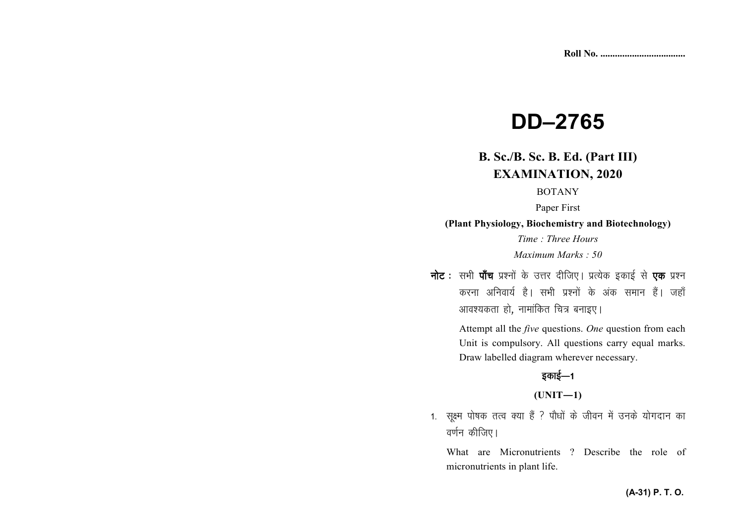Roll No. ..................................

# DD–2765

## B. Sc./B. Sc. B. Ed. (Part III) EXAMINATION, 2020

BOTANY

Paper First

**(Plant Physiology, Biochemistry and Biotechnology)**

*Time : Three Hours*

*Maximum Marks : 50*

**नोट :** सभी **पाँच** प्रश्नों के उत्तर दीजिए। प्रत्येक इकाई से **एक** प्रश्न करना अनिवार्य है। सभी प्रश्नों के अंक समान हैं। जहाँ आवश्यकता हो, नामांकित चित्र बनाइए।

Attempt all the *five* questions. *One* question from each Unit is compulsory. All questions carry equal marks. Draw labelled diagram wherever necessary.

### इकाई—1

### (UNIT—1)

1. सूक्ष्म पोषक तत्व क्या हैं ? पौधों के जीवन में उनके योगदान का वर्णन कीजिए।

   What are Micronutrients ? Describe the role of micronutrients in plant life.

(A-31) P. T. O.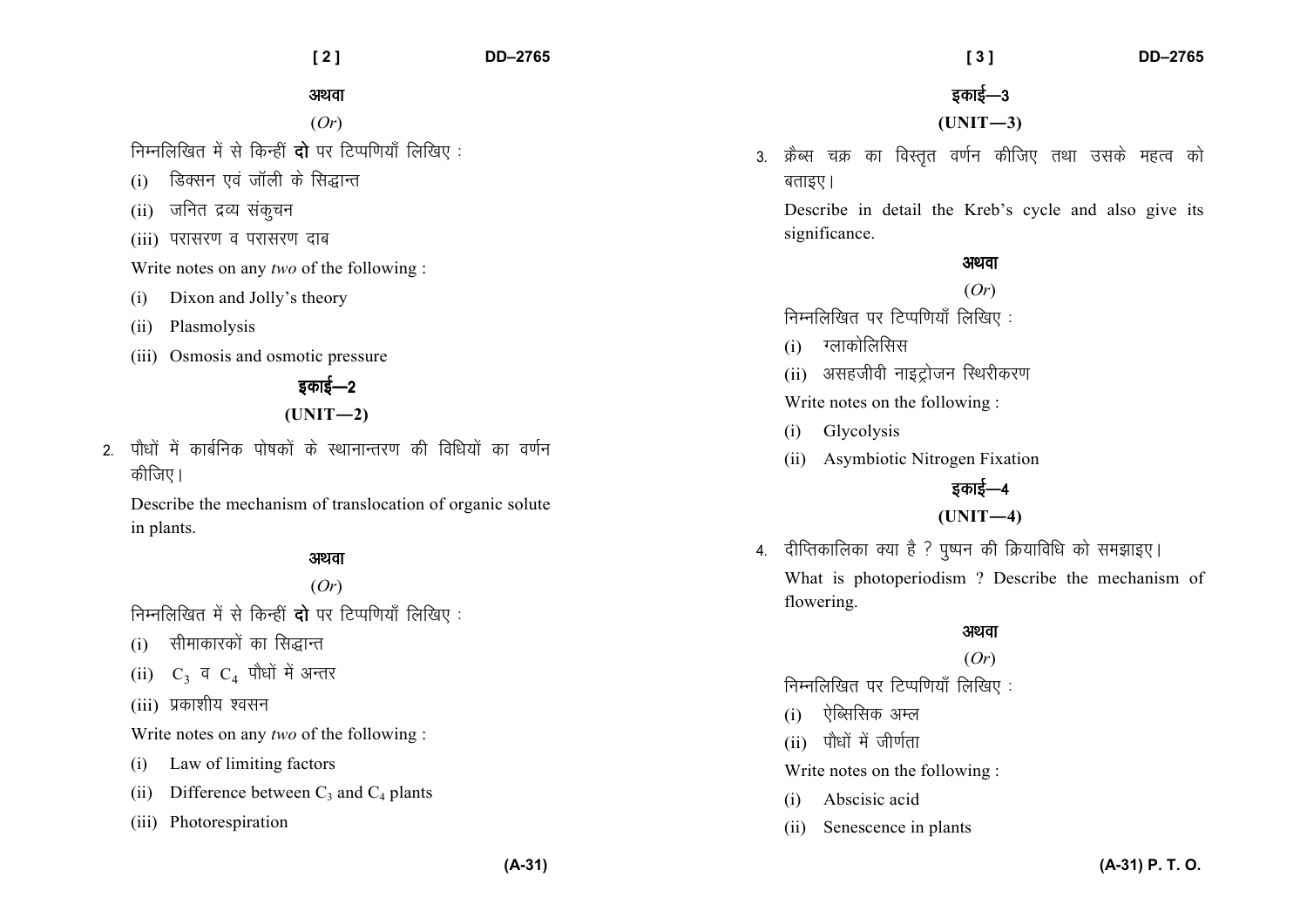अथवा

(*Or*)

निम्नलिखित में से किन्हीं **दो** पर टिप्पणियाँ लिखिए :

(i) डिक्सन एवं जॉली के सिद्धान्त

(ii) जनित द्रव्य संकुचन

(iii) परासरण व परासरण दाब

Write notes on any *two* of the following :

(i) Dixon and Jolly's theory

(ii) Plasmolysis

(iii) Osmosis and osmotic pressure

## इकाई—2

## (UNIT—2)

2. पौधों में कार्बनिक पोषकों के स्थानान्तरण की विधियों का वर्णन कीजिए।

Describe the mechanism of translocation of organic solute in plants.

अथवा

(*Or*)

निम्नलिखित में से किन्हीं **दो** पर टिप्पणियाँ लिखिए :

(i) सीमाकारकों का सिद्धान्त

(ii) $C_3$ व $C_4$ पौधों में अन्तर

(iii) प्रकाशीय श्वसन

Write notes on any *two* of the following :

(i) Law of limiting factors

(ii) Difference between $C_3$ and $C_4$ plants

(iii) Photorespiration

## इकाई—3

## (UNIT—3)

3. क्रैब्स चक्र का विस्तृत वर्णन कीजिए तथा उसके महत्व को बताइए।

Describe in detail the Kreb's cycle and also give its significance.

अथवा

(*Or*)

निम्नलिखित पर टिप्पणियाँ लिखिए :

(i) ग्लाकोलिसिस

(ii) असहजीवी नाइट्रोजन स्थिरीकरण

Write notes on the following :

(i) Glycolysis

(ii) Asymbiotic Nitrogen Fixation

## इकाई—4

## (UNIT—4)

4. दीप्तिकालिका क्या है ? पुष्पन की क्रियाविधि को समझाइए।

What is photoperiodism ? Describe the mechanism of flowering.

अथवा

(*Or*)

निम्नलिखित पर टिप्पणियाँ लिखिए :

(i) ऐब्सिसिक अम्ल

(ii) पौधों में जीर्णता

Write notes on the following :

(i) Abscisic acid

(ii) Senescence in plants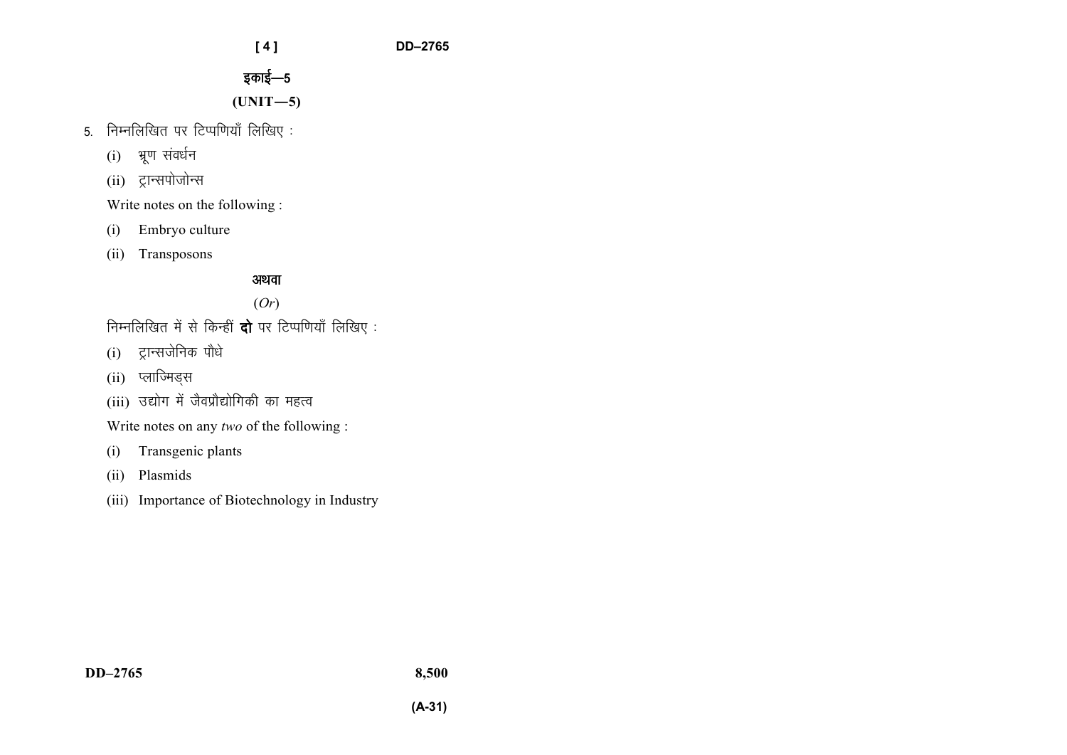## इकाई—5

## (UNIT—5)

5. निम्नलिखित पर टिप्पणियाँ लिखिए :

   (i) भ्रूण संवर्धन

   (ii) ट्रान्सपोजोन्स

   Write notes on the following :

   (i) Embryo culture

   (ii) Transposons

**अथवा**

*(Or)*

निम्नलिखित में से किन्हीं **दो** पर टिप्पणियाँ लिखिए :

(i) ट्रान्सजेनिक पौधे

(ii) प्लाज्मिड्स

(iii) उद्योग में जैवप्रौद्योगिकी का महत्व

Write notes on any *two* of the following :

(i) Transgenic plants

(ii) Plasmids

(iii) Importance of Biotechnology in Industry

DD–2765 8,500

(A-31)